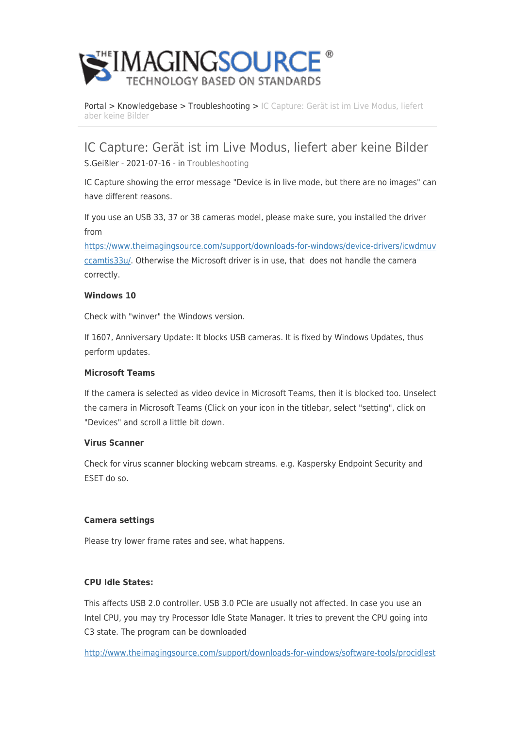Portal > Knowledgebase > Troubleshooting > IC Capture: Gerät ist im Live Modus, liefert aber keine Bilder

# IC Capture: Gerät ist im Live Modus, liefert aber keine Bilder

S.Geißler - 2021-07-16 - in Troubleshooting

IC Capture showing the error message "Device is in live mode, but there are no images" can have different reasons.

If you use an USB 33, 37 or 38 cameras model, please make sure, you installed the driver from https://www.theimagingsource.com/support/downloads-for-windows/device-drivers/icwdmuvccamtis33u/. Otherwise the Microsoft driver is in use, that does not handle the camera correctly.

**Windows 10**

Check with "winver" the Windows version.

If 1607, Anniversary Update: It blocks USB cameras. It is fixed by Windows Updates, thus perform updates.

**Microsoft Teams**

If the camera is selected as video device in Microsoft Teams, then it is blocked too. Unselect the camera in Microsoft Teams (Click on your icon in the titlebar, select "setting", click on "Devices" and scroll a little bit down.

**Virus Scanner**

Check for virus scanner blocking webcam streams. e.g. Kaspersky Endpoint Security and ESET do so.

**Camera settings**

Please try lower frame rates and see, what happens.

**CPU Idle States:**

This affects USB 2.0 controller. USB 3.0 PCIe are usually not affected. In case you use an Intel CPU, you may try Processor Idle State Manager. It tries to prevent the CPU going into C3 state. The program can be downloaded

http://www.theimagingsource.com/support/downloads-for-windows/software-tools/procidlest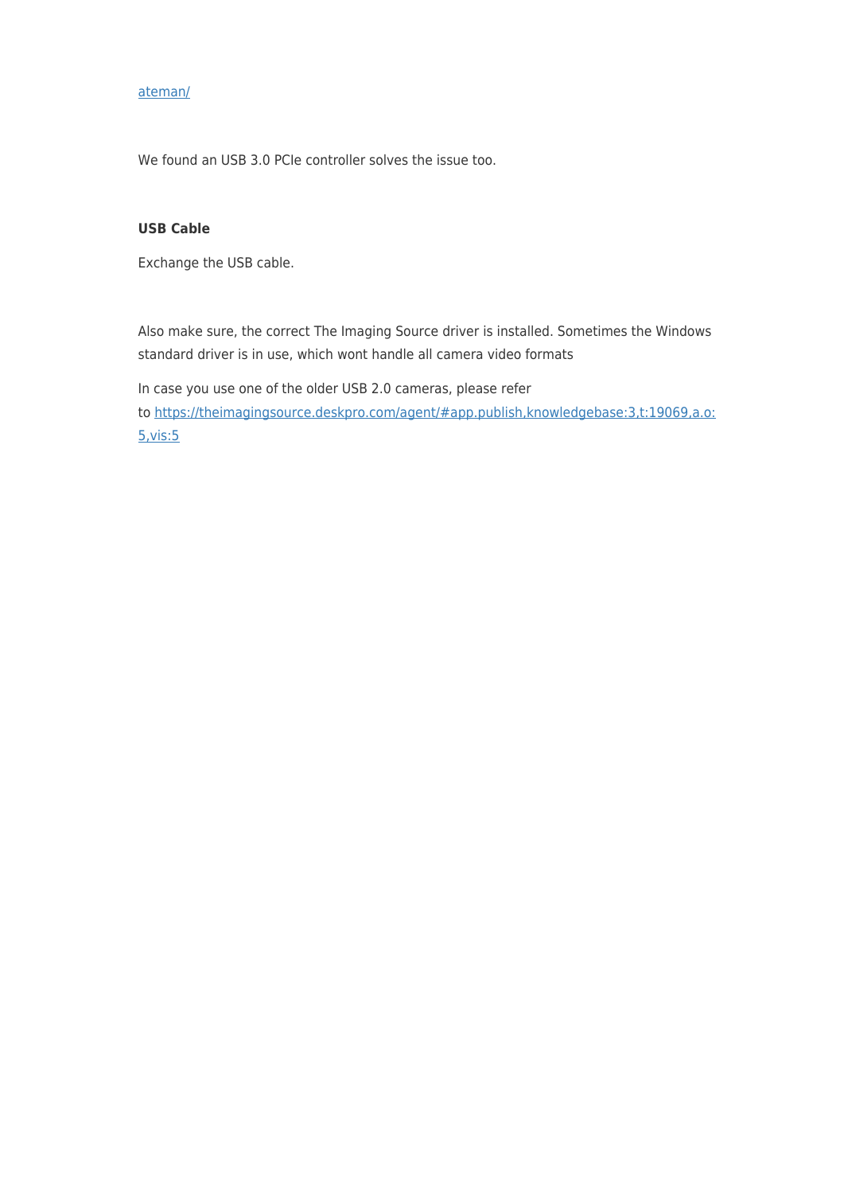ateman/

We found an USB 3.0 PCIe controller solves the issue too.

**USB Cable**

Exchange the USB cable.

Also make sure, the correct The Imaging Source driver is installed. Sometimes the Windows standard driver is in use, which wont handle all camera video formats

In case you use one of the older USB 2.0 cameras, please refer to https://theimagingsource.deskpro.com/agent/#app.publish,knowledgebase:3,t:19069,a.o:5,vis:5